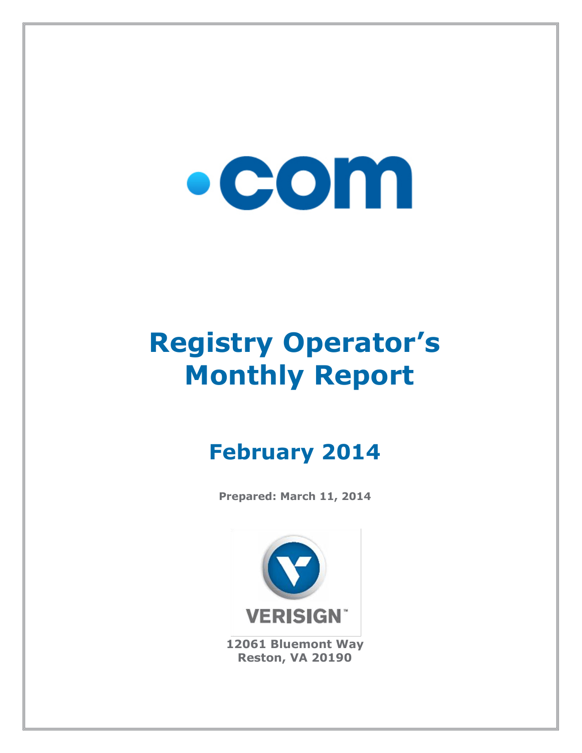# .com

# Registry Operator's Monthly Report

## February 2014

**Prepared: March 11, 2014**

VERISIGN™

**12061 Bluemont Way**
**Reston, VA 20190**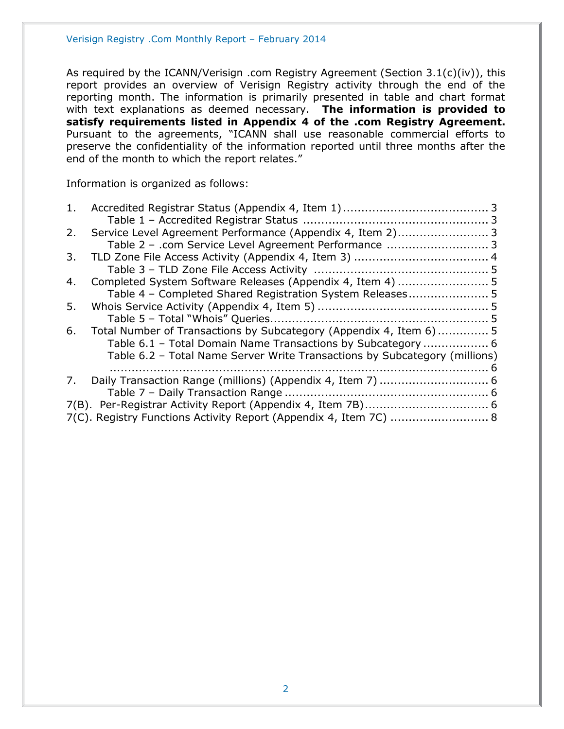As required by the ICANN/Verisign .com Registry Agreement (Section 3.1(c)(iv)), this report provides an overview of Verisign Registry activity through the end of the reporting month. The information is primarily presented in table and chart format with text explanations as deemed necessary. **The information is provided to satisfy requirements listed in Appendix 4 of the .com Registry Agreement.** Pursuant to the agreements, "ICANN shall use reasonable commercial efforts to preserve the confidentiality of the information reported until three months after the end of the month to which the report relates."

Information is organized as follows:

1. Accredited Registrar Status (Appendix 4, Item 1) ........................................ 3
   - Table 1 – Accredited Registrar Status ................................................... 3
2. Service Level Agreement Performance (Appendix 4, Item 2)......................... 3
   - Table 2 – .com Service Level Agreement Performance ............................ 3
3. TLD Zone File Access Activity (Appendix 4, Item 3) ..................................... 4
   - Table 3 – TLD Zone File Access Activity ................................................ 5
4. Completed System Software Releases (Appendix 4, Item 4) ......................... 5
   - Table 4 – Completed Shared Registration System Releases...................... 5
5. Whois Service Activity (Appendix 4, Item 5) ............................................... 5
   - Table 5 – Total "Whois" Queries............................................................ 5
6. Total Number of Transactions by Subcategory (Appendix 4, Item 6) .............. 5
   - Table 6.1 – Total Domain Name Transactions by Subcategory .................. 6
   - Table 6.2 – Total Name Server Write Transactions by Subcategory (millions) ........................................................................................ 6
7. Daily Transaction Range (millions) (Appendix 4, Item 7) .............................. 6
   - Table 7 – Daily Transaction Range ........................................................ 6

7(B). Per-Registrar Activity Report (Appendix 4, Item 7B).................................. 6

7(C). Registry Functions Activity Report (Appendix 4, Item 7C) ........................... 8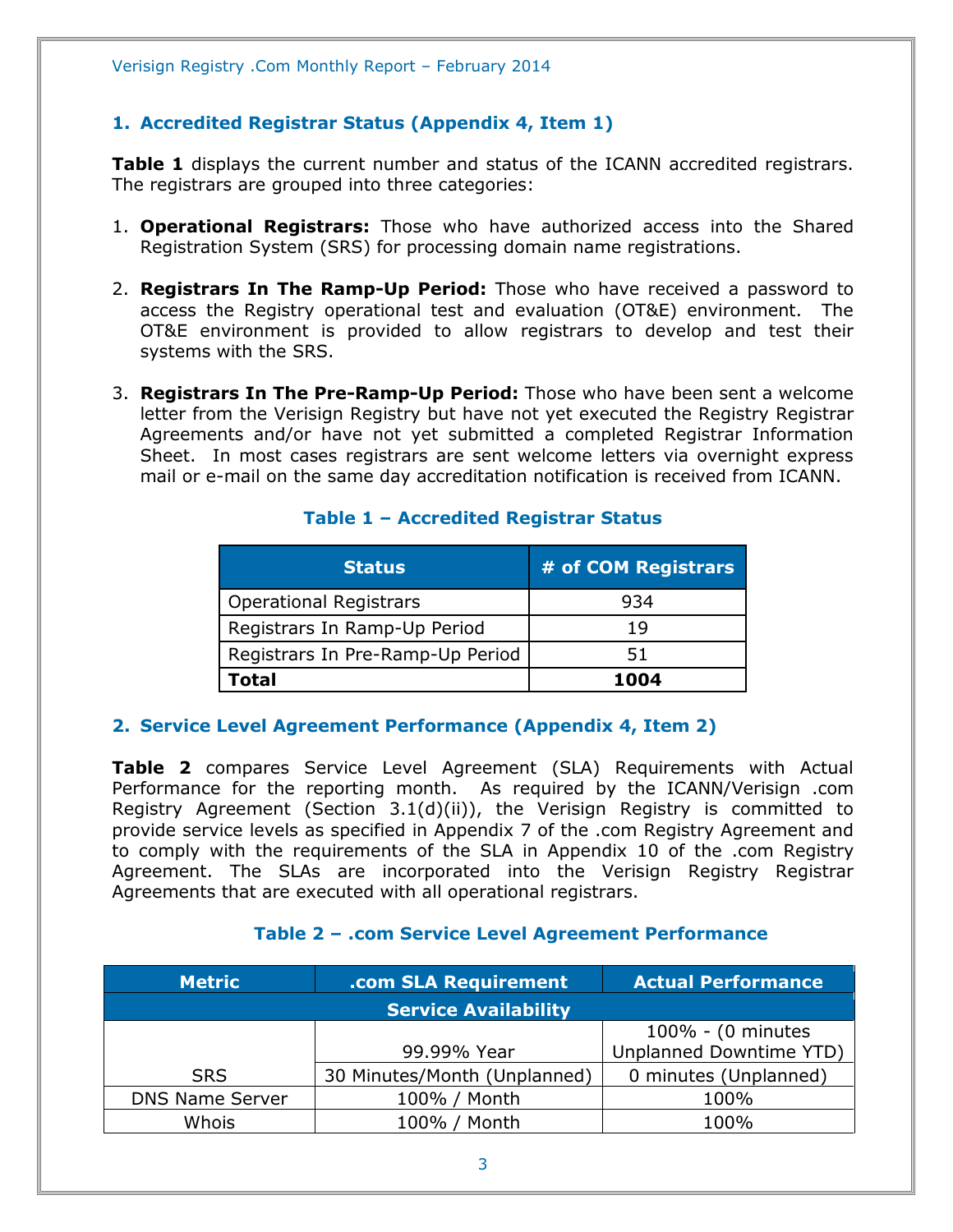## 1. Accredited Registrar Status (Appendix 4, Item 1)

**Table 1** displays the current number and status of the ICANN accredited registrars. The registrars are grouped into three categories:

1. **Operational Registrars:** Those who have authorized access into the Shared Registration System (SRS) for processing domain name registrations.

2. **Registrars In The Ramp-Up Period:** Those who have received a password to access the Registry operational test and evaluation (OT&E) environment. The OT&E environment is provided to allow registrars to develop and test their systems with the SRS.

3. **Registrars In The Pre-Ramp-Up Period:** Those who have been sent a welcome letter from the Verisign Registry but have not yet executed the Registry Registrar Agreements and/or have not yet submitted a completed Registrar Information Sheet. In most cases registrars are sent welcome letters via overnight express mail or e-mail on the same day accreditation notification is received from ICANN.

### Table 1 – Accredited Registrar Status

| Status | # of COM Registrars |
|---|---|
| Operational Registrars | 934 |
| Registrars In Ramp-Up Period | 19 |
| Registrars In Pre-Ramp-Up Period | 51 |
| **Total** | **1004** |

## 2. Service Level Agreement Performance (Appendix 4, Item 2)

**Table 2** compares Service Level Agreement (SLA) Requirements with Actual Performance for the reporting month. As required by the ICANN/Verisign .com Registry Agreement (Section 3.1(d)(ii)), the Verisign Registry is committed to provide service levels as specified in Appendix 7 of the .com Registry Agreement and to comply with the requirements of the SLA in Appendix 10 of the .com Registry Agreement. The SLAs are incorporated into the Verisign Registry Registrar Agreements that are executed with all operational registrars.

### Table 2 – .com Service Level Agreement Performance

| Metric | .com SLA Requirement | Actual Performance |
|---|---|---|
| **Service Availability** | | |
| SRS | 99.99% Year | 100% - (0 minutes Unplanned Downtime YTD) |
| | 30 Minutes/Month (Unplanned) | 0 minutes (Unplanned) |
| DNS Name Server | 100% / Month | 100% |
| Whois | 100% / Month | 100% |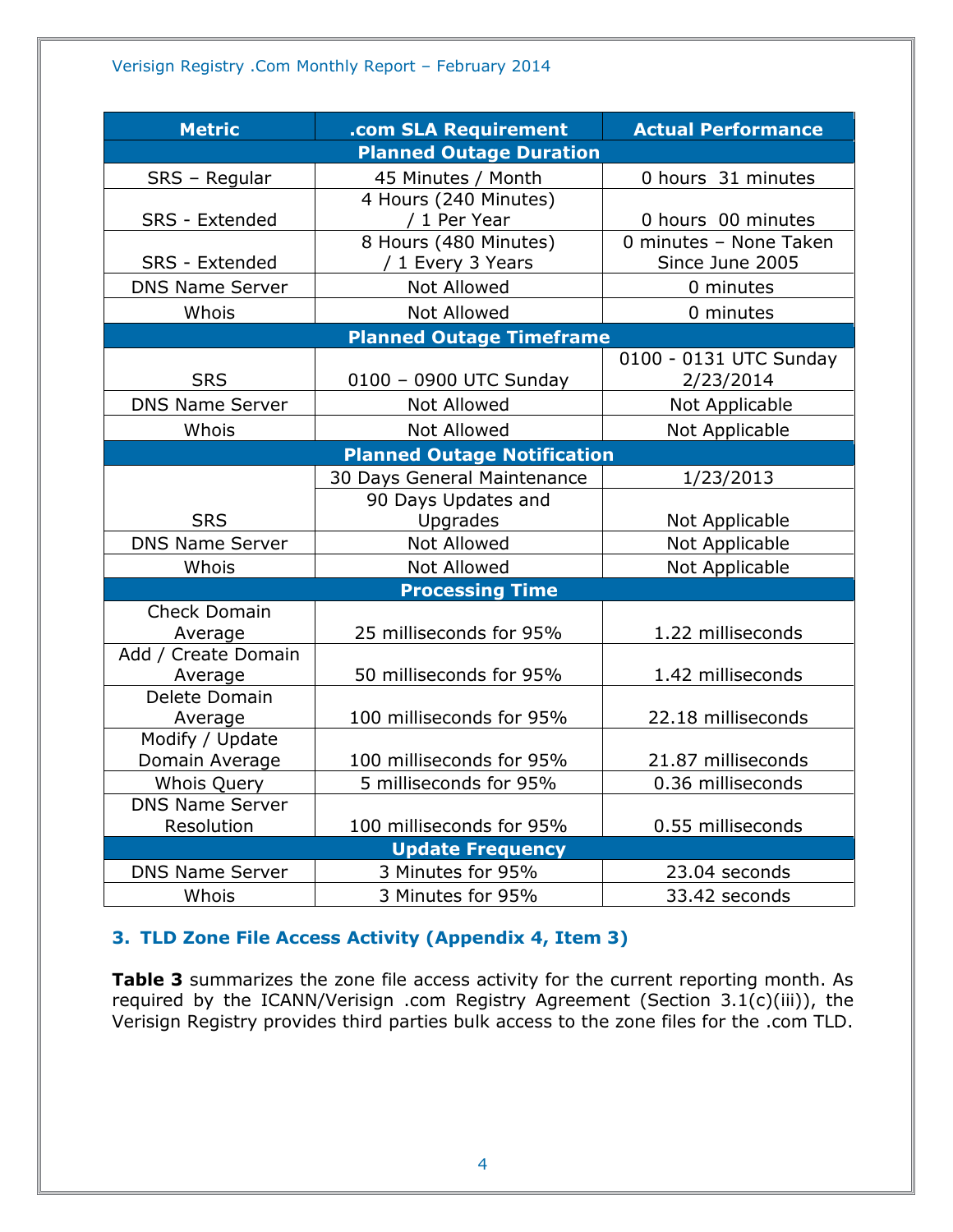| Metric | .com SLA Requirement | Actual Performance |
|---|---|---|
| **Planned Outage Duration** | | |
| SRS – Regular | 45 Minutes / Month | 0 hours 31 minutes |
| SRS - Extended | 4 Hours (240 Minutes) / 1 Per Year | 0 hours 00 minutes |
| SRS - Extended | 8 Hours (480 Minutes) / 1 Every 3 Years | 0 minutes – None Taken Since June 2005 |
| DNS Name Server | Not Allowed | 0 minutes |
| Whois | Not Allowed | 0 minutes |
| **Planned Outage Timeframe** | | |
| SRS | 0100 – 0900 UTC Sunday | 0100 - 0131 UTC Sunday 2/23/2014 |
| DNS Name Server | Not Allowed | Not Applicable |
| Whois | Not Allowed | Not Applicable |
| **Planned Outage Notification** | | |
| SRS | 30 Days General Maintenance | 1/23/2013 |
| | 90 Days Updates and Upgrades | Not Applicable |
| DNS Name Server | Not Allowed | Not Applicable |
| Whois | Not Allowed | Not Applicable |
| **Processing Time** | | |
| Check Domain Average | 25 milliseconds for 95% | 1.22 milliseconds |
| Add / Create Domain Average | 50 milliseconds for 95% | 1.42 milliseconds |
| Delete Domain Average | 100 milliseconds for 95% | 22.18 milliseconds |
| Modify / Update Domain Average | 100 milliseconds for 95% | 21.87 milliseconds |
| Whois Query | 5 milliseconds for 95% | 0.36 milliseconds |
| DNS Name Server Resolution | 100 milliseconds for 95% | 0.55 milliseconds |
| **Update Frequency** | | |
| DNS Name Server | 3 Minutes for 95% | 23.04 seconds |
| Whois | 3 Minutes for 95% | 33.42 seconds |

### 3. TLD Zone File Access Activity (Appendix 4, Item 3)

**Table 3** summarizes the zone file access activity for the current reporting month. As required by the ICANN/Verisign .com Registry Agreement (Section 3.1(c)(iii)), the Verisign Registry provides third parties bulk access to the zone files for the .com TLD.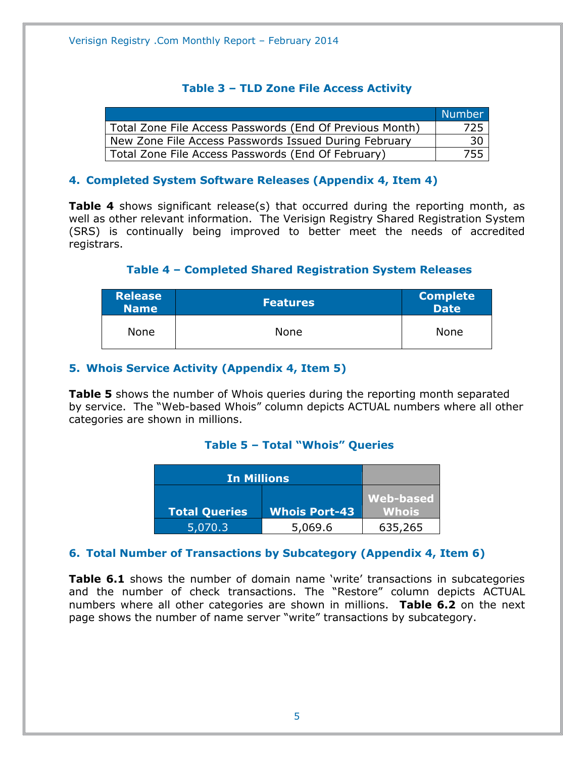### Table 3 – TLD Zone File Access Activity

| | Number |
|---|---|
| Total Zone File Access Passwords (End Of Previous Month) | 725 |
| New Zone File Access Passwords Issued During February | 30 |
| Total Zone File Access Passwords (End Of February) | 755 |

## 4. Completed System Software Releases (Appendix 4, Item 4)

**Table 4** shows significant release(s) that occurred during the reporting month, as well as other relevant information. The Verisign Registry Shared Registration System (SRS) is continually being improved to better meet the needs of accredited registrars.

### Table 4 – Completed Shared Registration System Releases

| Release Name | Features | Complete Date |
|---|---|---|
| None | None | None |

## 5. Whois Service Activity (Appendix 4, Item 5)

**Table 5** shows the number of Whois queries during the reporting month separated by service. The "Web-based Whois" column depicts ACTUAL numbers where all other categories are shown in millions.

### Table 5 – Total "Whois" Queries

| In Millions | | |
|---|---|---|
| Total Queries | Whois Port-43 | Web-based Whois |
| 5,070.3 | 5,069.6 | 635,265 |

## 6. Total Number of Transactions by Subcategory (Appendix 4, Item 6)

**Table 6.1** shows the number of domain name 'write' transactions in subcategories and the number of check transactions. The "Restore" column depicts ACTUAL numbers where all other categories are shown in millions. **Table 6.2** on the next page shows the number of name server "write" transactions by subcategory.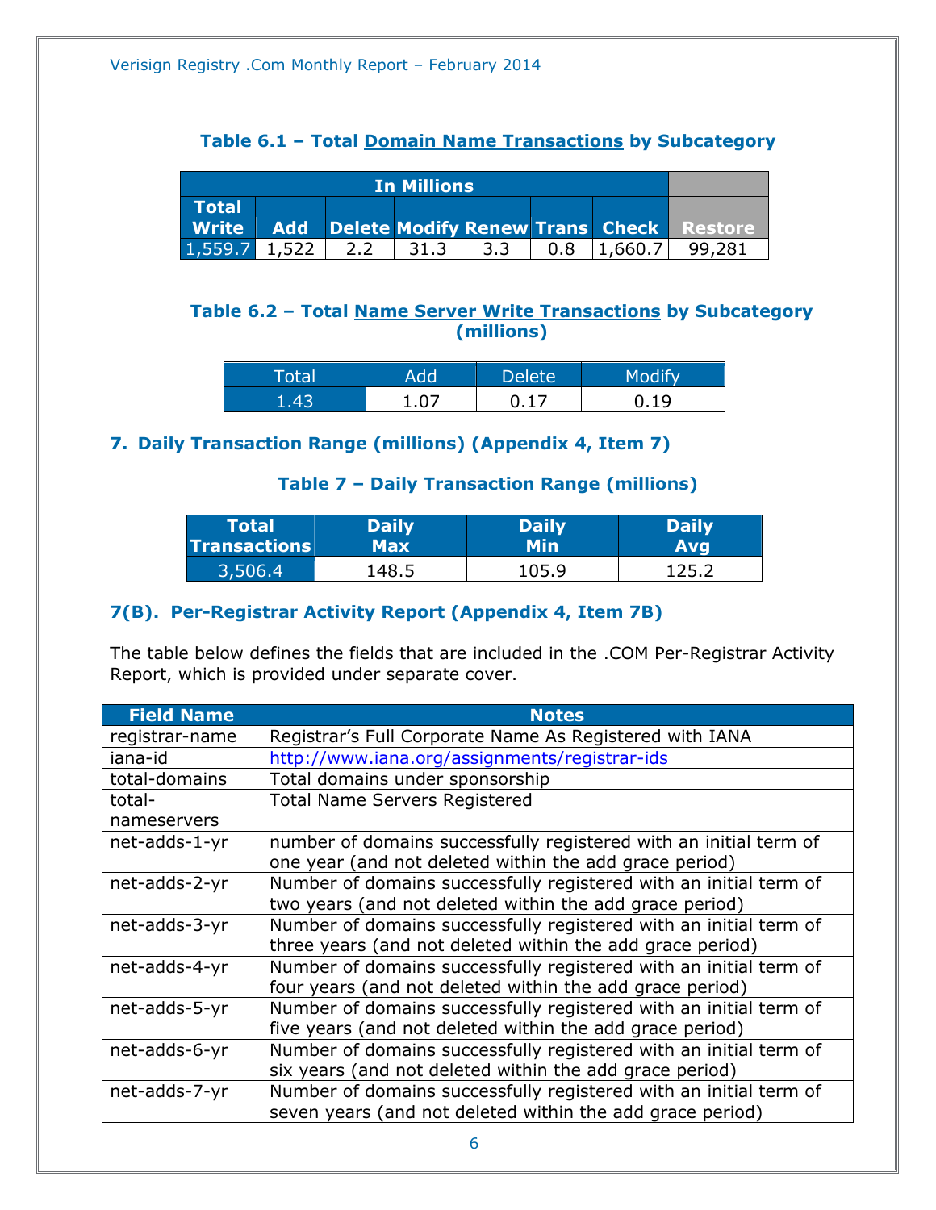### Table 6.1 – Total Domain Name Transactions by Subcategory

| In Millions | | | | | | | |
|---|---|---|---|---|---|---|---|
| Total Write | Add | Delete | Modify | Renew | Trans | Check | Restore |
| 1,559.7 | 1,522 | 2.2 | 31.3 | 3.3 | 0.8 | 1,660.7 | 99,281 |

### Table 6.2 – Total Name Server Write Transactions by Subcategory (millions)

| Total | Add | Delete | Modify |
|---|---|---|---|
| 1.43 | 1.07 | 0.17 | 0.19 |

## 7. Daily Transaction Range (millions) (Appendix 4, Item 7)

### Table 7 – Daily Transaction Range (millions)

| Total Transactions | Daily Max | Daily Min | Daily Avg |
|---|---|---|---|
| 3,506.4 | 148.5 | 105.9 | 125.2 |

## 7(B). Per-Registrar Activity Report (Appendix 4, Item 7B)

The table below defines the fields that are included in the .COM Per-Registrar Activity Report, which is provided under separate cover.

| Field Name | Notes |
|---|---|
| registrar-name | Registrar's Full Corporate Name As Registered with IANA |
| iana-id | http://www.iana.org/assignments/registrar-ids |
| total-domains | Total domains under sponsorship |
| total-nameservers | Total Name Servers Registered |
| net-adds-1-yr | number of domains successfully registered with an initial term of one year (and not deleted within the add grace period) |
| net-adds-2-yr | Number of domains successfully registered with an initial term of two years (and not deleted within the add grace period) |
| net-adds-3-yr | Number of domains successfully registered with an initial term of three years (and not deleted within the add grace period) |
| net-adds-4-yr | Number of domains successfully registered with an initial term of four years (and not deleted within the add grace period) |
| net-adds-5-yr | Number of domains successfully registered with an initial term of five years (and not deleted within the add grace period) |
| net-adds-6-yr | Number of domains successfully registered with an initial term of six years (and not deleted within the add grace period) |
| net-adds-7-yr | Number of domains successfully registered with an initial term of seven years (and not deleted within the add grace period) |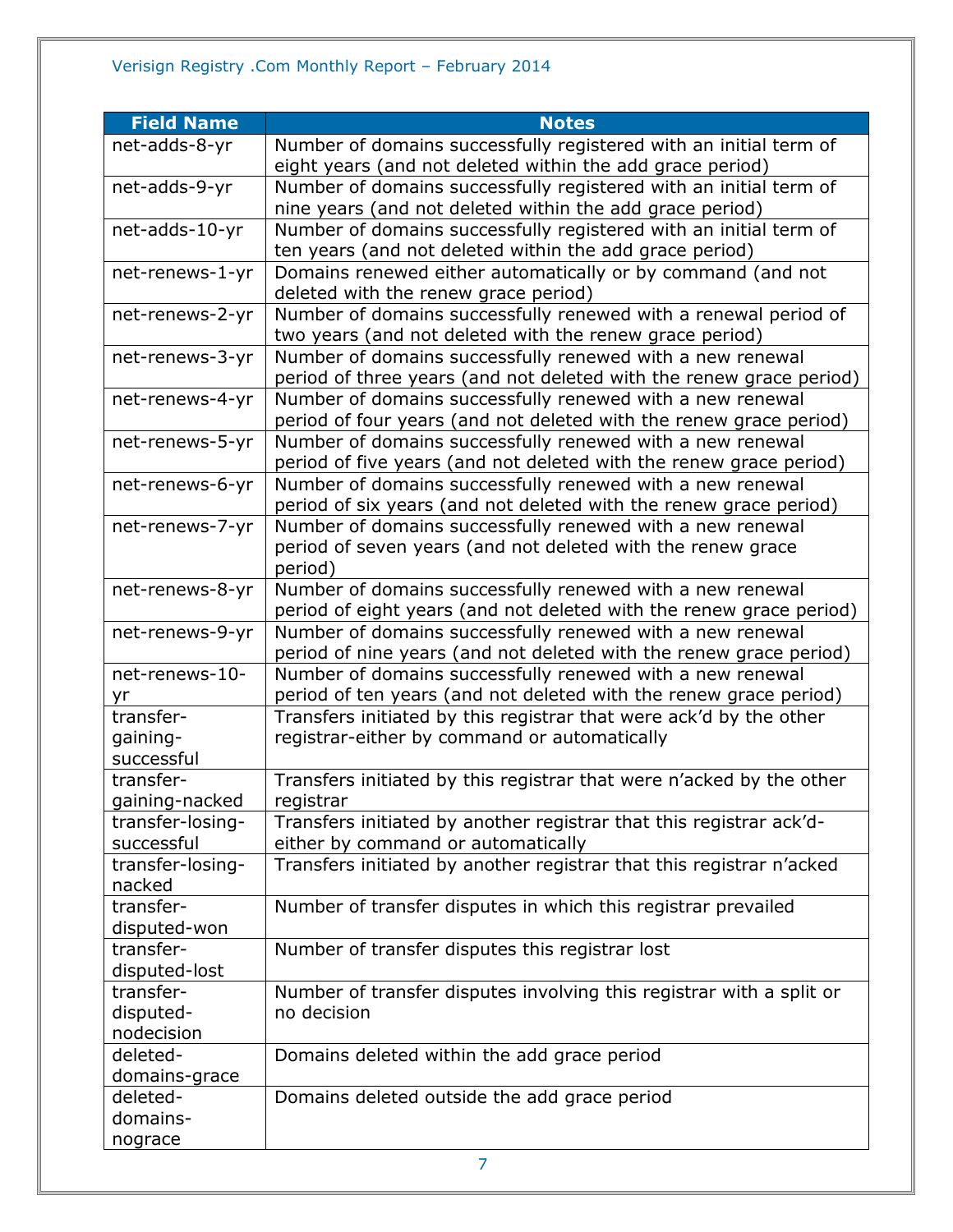| Field Name | Notes |
|---|---|
| net-adds-8-yr | Number of domains successfully registered with an initial term of eight years (and not deleted within the add grace period) |
| net-adds-9-yr | Number of domains successfully registered with an initial term of nine years (and not deleted within the add grace period) |
| net-adds-10-yr | Number of domains successfully registered with an initial term of ten years (and not deleted within the add grace period) |
| net-renews-1-yr | Domains renewed either automatically or by command (and not deleted with the renew grace period) |
| net-renews-2-yr | Number of domains successfully renewed with a renewal period of two years (and not deleted with the renew grace period) |
| net-renews-3-yr | Number of domains successfully renewed with a new renewal period of three years (and not deleted with the renew grace period) |
| net-renews-4-yr | Number of domains successfully renewed with a new renewal period of four years (and not deleted with the renew grace period) |
| net-renews-5-yr | Number of domains successfully renewed with a new renewal period of five years (and not deleted with the renew grace period) |
| net-renews-6-yr | Number of domains successfully renewed with a new renewal period of six years (and not deleted with the renew grace period) |
| net-renews-7-yr | Number of domains successfully renewed with a new renewal period of seven years (and not deleted with the renew grace period) |
| net-renews-8-yr | Number of domains successfully renewed with a new renewal period of eight years (and not deleted with the renew grace period) |
| net-renews-9-yr | Number of domains successfully renewed with a new renewal period of nine years (and not deleted with the renew grace period) |
| net-renews-10-yr | Number of domains successfully renewed with a new renewal period of ten years (and not deleted with the renew grace period) |
| transfer-gaining-successful | Transfers initiated by this registrar that were ack'd by the other registrar-either by command or automatically |
| transfer-gaining-nacked | Transfers initiated by this registrar that were n'acked by the other registrar |
| transfer-losing-successful | Transfers initiated by another registrar that this registrar ack'd-either by command or automatically |
| transfer-losing-nacked | Transfers initiated by another registrar that this registrar n'acked |
| transfer-disputed-won | Number of transfer disputes in which this registrar prevailed |
| transfer-disputed-lost | Number of transfer disputes this registrar lost |
| transfer-disputed-nodecision | Number of transfer disputes involving this registrar with a split or no decision |
| deleted-domains-grace | Domains deleted within the add grace period |
| deleted-domains-nograce | Domains deleted outside the add grace period |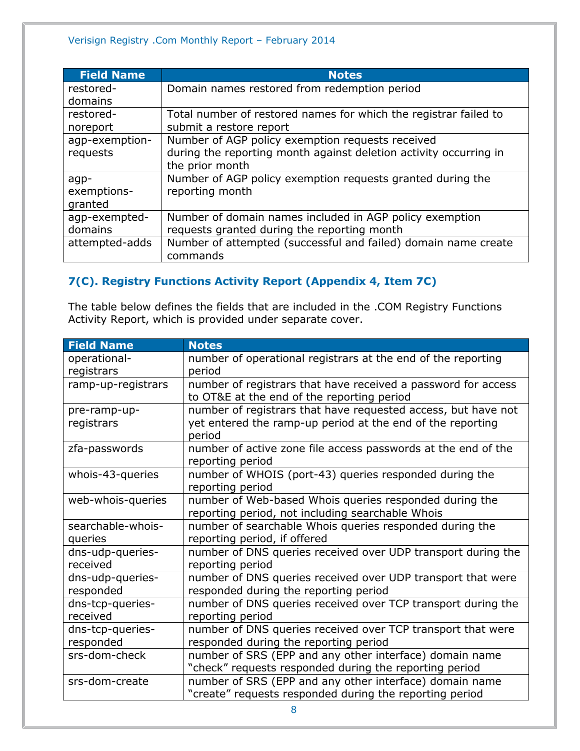| Field Name | Notes |
|---|---|
| restored-domains | Domain names restored from redemption period |
| restored-noreport | Total number of restored names for which the registrar failed to submit a restore report |
| agp-exemption-requests | Number of AGP policy exemption requests received during the reporting month against deletion activity occurring in the prior month |
| agp-exemptions-granted | Number of AGP policy exemption requests granted during the reporting month |
| agp-exempted-domains | Number of domain names included in AGP policy exemption requests granted during the reporting month |
| attempted-adds | Number of attempted (successful and failed) domain name create commands |

### 7(C). Registry Functions Activity Report (Appendix 4, Item 7C)

The table below defines the fields that are included in the .COM Registry Functions Activity Report, which is provided under separate cover.

| Field Name | Notes |
|---|---|
| operational-registrars | number of operational registrars at the end of the reporting period |
| ramp-up-registrars | number of registrars that have received a password for access to OT&E at the end of the reporting period |
| pre-ramp-up-registrars | number of registrars that have requested access, but have not yet entered the ramp-up period at the end of the reporting period |
| zfa-passwords | number of active zone file access passwords at the end of the reporting period |
| whois-43-queries | number of WHOIS (port-43) queries responded during the reporting period |
| web-whois-queries | number of Web-based Whois queries responded during the reporting period, not including searchable Whois |
| searchable-whois-queries | number of searchable Whois queries responded during the reporting period, if offered |
| dns-udp-queries-received | number of DNS queries received over UDP transport during the reporting period |
| dns-udp-queries-responded | number of DNS queries received over UDP transport that were responded during the reporting period |
| dns-tcp-queries-received | number of DNS queries received over TCP transport during the reporting period |
| dns-tcp-queries-responded | number of DNS queries received over TCP transport that were responded during the reporting period |
| srs-dom-check | number of SRS (EPP and any other interface) domain name "check" requests responded during the reporting period |
| srs-dom-create | number of SRS (EPP and any other interface) domain name "create" requests responded during the reporting period |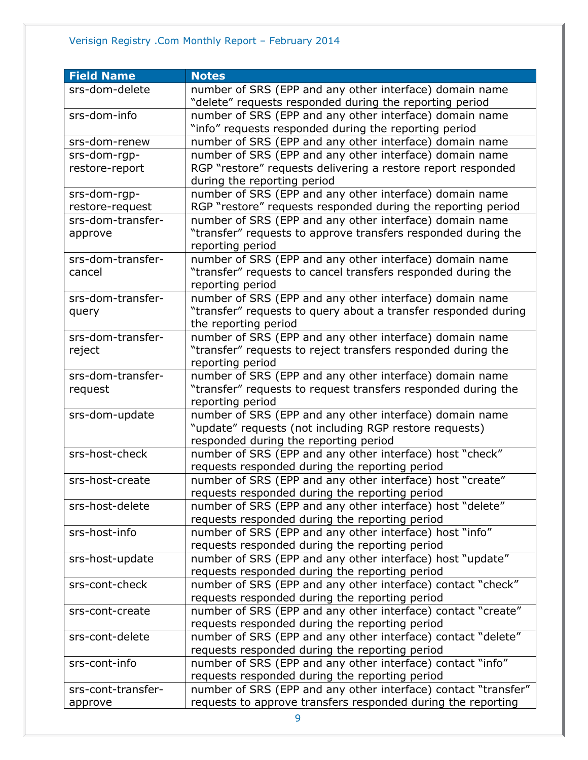| Field Name | Notes |
| --- | --- |
| srs-dom-delete | number of SRS (EPP and any other interface) domain name "delete" requests responded during the reporting period |
| srs-dom-info | number of SRS (EPP and any other interface) domain name "info" requests responded during the reporting period |
| srs-dom-renew | number of SRS (EPP and any other interface) domain name |
| srs-dom-rgp-restore-report | number of SRS (EPP and any other interface) domain name RGP "restore" requests delivering a restore report responded during the reporting period |
| srs-dom-rgp-restore-request | number of SRS (EPP and any other interface) domain name RGP "restore" requests responded during the reporting period |
| srs-dom-transfer-approve | number of SRS (EPP and any other interface) domain name "transfer" requests to approve transfers responded during the reporting period |
| srs-dom-transfer-cancel | number of SRS (EPP and any other interface) domain name "transfer" requests to cancel transfers responded during the reporting period |
| srs-dom-transfer-query | number of SRS (EPP and any other interface) domain name "transfer" requests to query about a transfer responded during the reporting period |
| srs-dom-transfer-reject | number of SRS (EPP and any other interface) domain name "transfer" requests to reject transfers responded during the reporting period |
| srs-dom-transfer-request | number of SRS (EPP and any other interface) domain name "transfer" requests to request transfers responded during the reporting period |
| srs-dom-update | number of SRS (EPP and any other interface) domain name "update" requests (not including RGP restore requests) responded during the reporting period |
| srs-host-check | number of SRS (EPP and any other interface) host "check" requests responded during the reporting period |
| srs-host-create | number of SRS (EPP and any other interface) host "create" requests responded during the reporting period |
| srs-host-delete | number of SRS (EPP and any other interface) host "delete" requests responded during the reporting period |
| srs-host-info | number of SRS (EPP and any other interface) host "info" requests responded during the reporting period |
| srs-host-update | number of SRS (EPP and any other interface) host "update" requests responded during the reporting period |
| srs-cont-check | number of SRS (EPP and any other interface) contact "check" requests responded during the reporting period |
| srs-cont-create | number of SRS (EPP and any other interface) contact "create" requests responded during the reporting period |
| srs-cont-delete | number of SRS (EPP and any other interface) contact "delete" requests responded during the reporting period |
| srs-cont-info | number of SRS (EPP and any other interface) contact "info" requests responded during the reporting period |
| srs-cont-transfer-approve | number of SRS (EPP and any other interface) contact "transfer" requests to approve transfers responded during the reporting |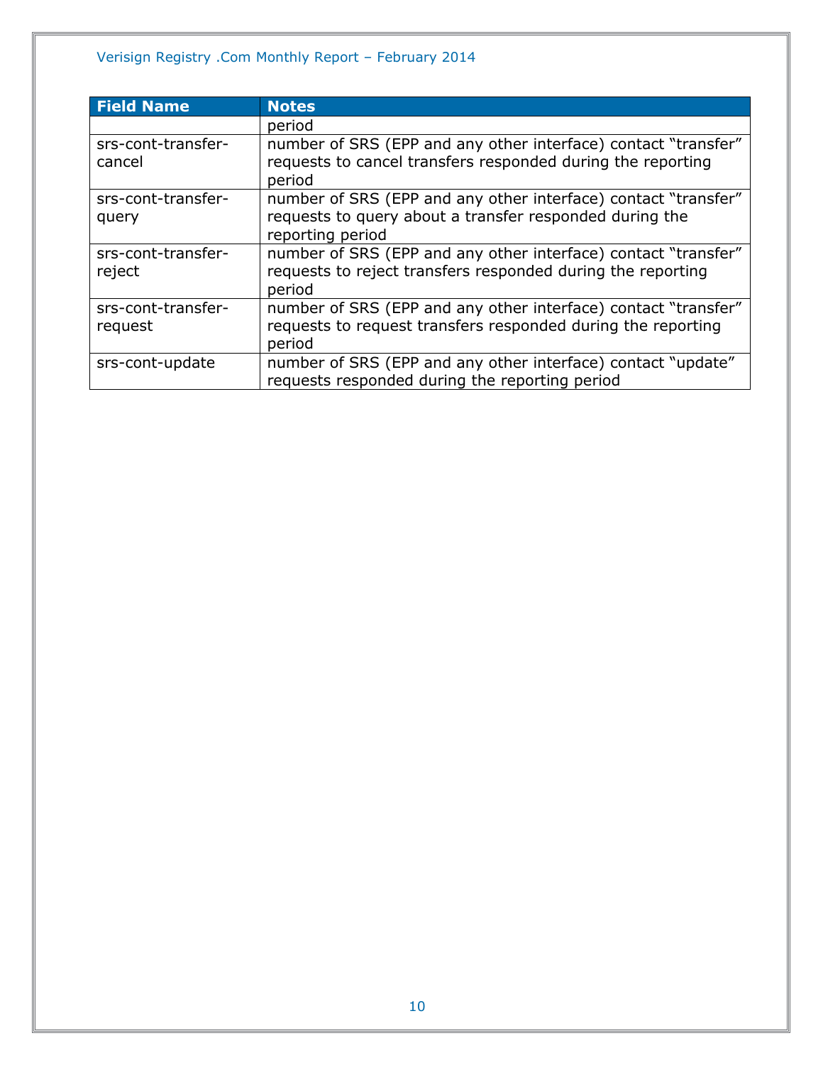| Field Name | Notes |
|---|---|
| | period |
| srs-cont-transfer-cancel | number of SRS (EPP and any other interface) contact "transfer" requests to cancel transfers responded during the reporting period |
| srs-cont-transfer-query | number of SRS (EPP and any other interface) contact "transfer" requests to query about a transfer responded during the reporting period |
| srs-cont-transfer-reject | number of SRS (EPP and any other interface) contact "transfer" requests to reject transfers responded during the reporting period |
| srs-cont-transfer-request | number of SRS (EPP and any other interface) contact "transfer" requests to request transfers responded during the reporting period |
| srs-cont-update | number of SRS (EPP and any other interface) contact "update" requests responded during the reporting period |